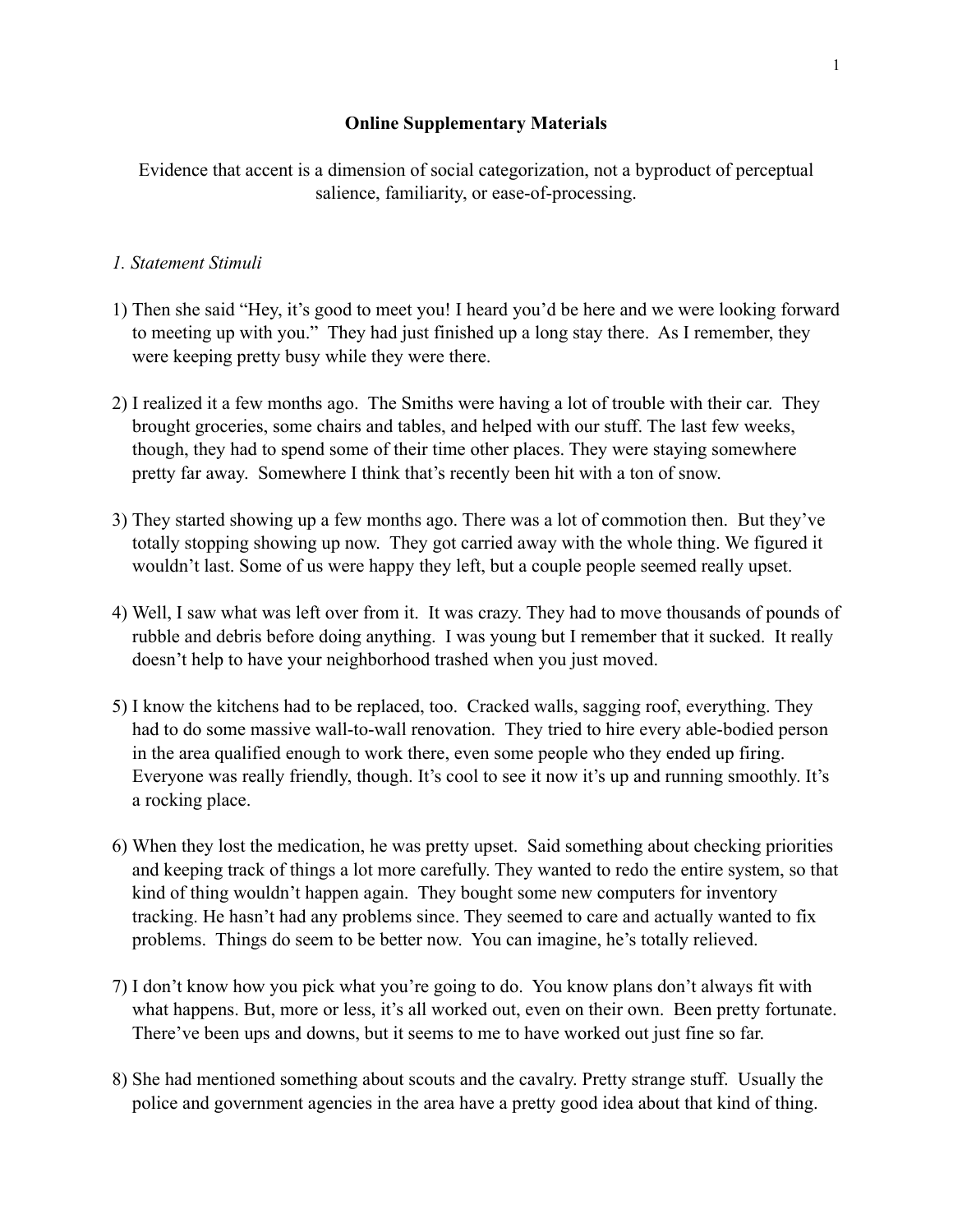# Online Supplementary Materials

Evidence that accent is a dimension of social categorization, not a byproduct of perceptual salience, familiarity, or ease-of-processing.

*1. Statement Stimuli*

1) Then she said "Hey, it's good to meet you! I heard you'd be here and we were looking forward to meeting up with you." They had just finished up a long stay there. As I remember, they were keeping pretty busy while they were there.

2) I realized it a few months ago. The Smiths were having a lot of trouble with their car. They brought groceries, some chairs and tables, and helped with our stuff. The last few weeks, though, they had to spend some of their time other places. They were staying somewhere pretty far away. Somewhere I think that's recently been hit with a ton of snow.

3) They started showing up a few months ago. There was a lot of commotion then. But they've totally stopping showing up now. They got carried away with the whole thing. We figured it wouldn't last. Some of us were happy they left, but a couple people seemed really upset.

4) Well, I saw what was left over from it. It was crazy. They had to move thousands of pounds of rubble and debris before doing anything. I was young but I remember that it sucked. It really doesn't help to have your neighborhood trashed when you just moved.

5) I know the kitchens had to be replaced, too. Cracked walls, sagging roof, everything. They had to do some massive wall-to-wall renovation. They tried to hire every able-bodied person in the area qualified enough to work there, even some people who they ended up firing. Everyone was really friendly, though. It's cool to see it now it's up and running smoothly. It's a rocking place.

6) When they lost the medication, he was pretty upset. Said something about checking priorities and keeping track of things a lot more carefully. They wanted to redo the entire system, so that kind of thing wouldn't happen again. They bought some new computers for inventory tracking. He hasn't had any problems since. They seemed to care and actually wanted to fix problems. Things do seem to be better now. You can imagine, he's totally relieved.

7) I don't know how you pick what you're going to do. You know plans don't always fit with what happens. But, more or less, it's all worked out, even on their own. Been pretty fortunate. There've been ups and downs, but it seems to me to have worked out just fine so far.

8) She had mentioned something about scouts and the cavalry. Pretty strange stuff. Usually the police and government agencies in the area have a pretty good idea about that kind of thing.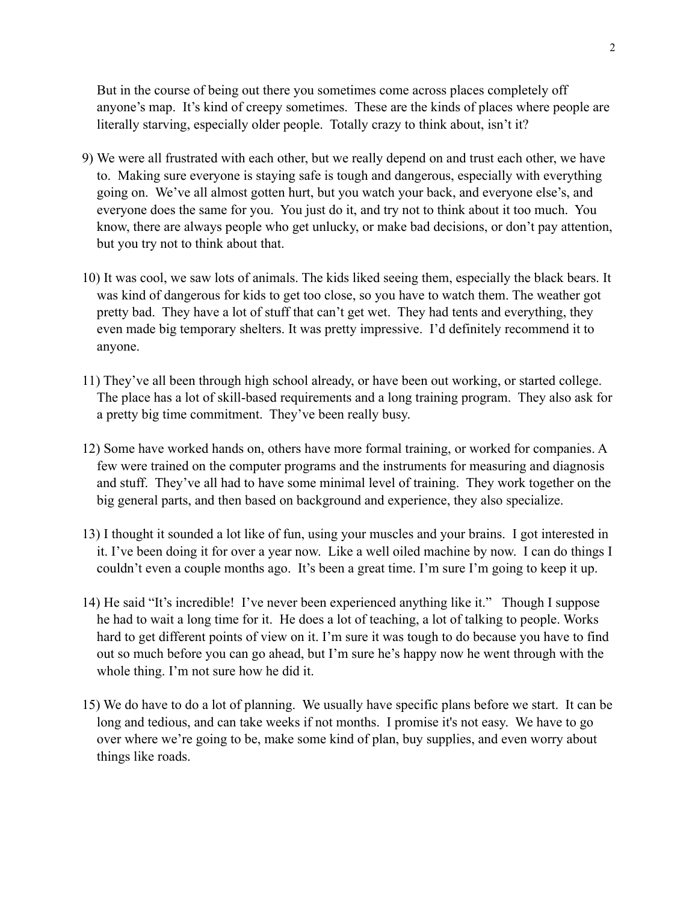But in the course of being out there you sometimes come across places completely off anyone's map. It's kind of creepy sometimes. These are the kinds of places where people are literally starving, especially older people. Totally crazy to think about, isn't it?

9) We were all frustrated with each other, but we really depend on and trust each other, we have to. Making sure everyone is staying safe is tough and dangerous, especially with everything going on. We've all almost gotten hurt, but you watch your back, and everyone else's, and everyone does the same for you. You just do it, and try not to think about it too much. You know, there are always people who get unlucky, or make bad decisions, or don't pay attention, but you try not to think about that.

10) It was cool, we saw lots of animals. The kids liked seeing them, especially the black bears. It was kind of dangerous for kids to get too close, so you have to watch them. The weather got pretty bad. They have a lot of stuff that can't get wet. They had tents and everything, they even made big temporary shelters. It was pretty impressive. I'd definitely recommend it to anyone.

11) They've all been through high school already, or have been out working, or started college. The place has a lot of skill-based requirements and a long training program. They also ask for a pretty big time commitment. They've been really busy.

12) Some have worked hands on, others have more formal training, or worked for companies. A few were trained on the computer programs and the instruments for measuring and diagnosis and stuff. They've all had to have some minimal level of training. They work together on the big general parts, and then based on background and experience, they also specialize.

13) I thought it sounded a lot like of fun, using your muscles and your brains. I got interested in it. I've been doing it for over a year now. Like a well oiled machine by now. I can do things I couldn't even a couple months ago. It's been a great time. I'm sure I'm going to keep it up.

14) He said "It's incredible! I've never been experienced anything like it." Though I suppose he had to wait a long time for it. He does a lot of teaching, a lot of talking to people. Works hard to get different points of view on it. I'm sure it was tough to do because you have to find out so much before you can go ahead, but I'm sure he's happy now he went through with the whole thing. I'm not sure how he did it.

15) We do have to do a lot of planning. We usually have specific plans before we start. It can be long and tedious, and can take weeks if not months. I promise it's not easy. We have to go over where we're going to be, make some kind of plan, buy supplies, and even worry about things like roads.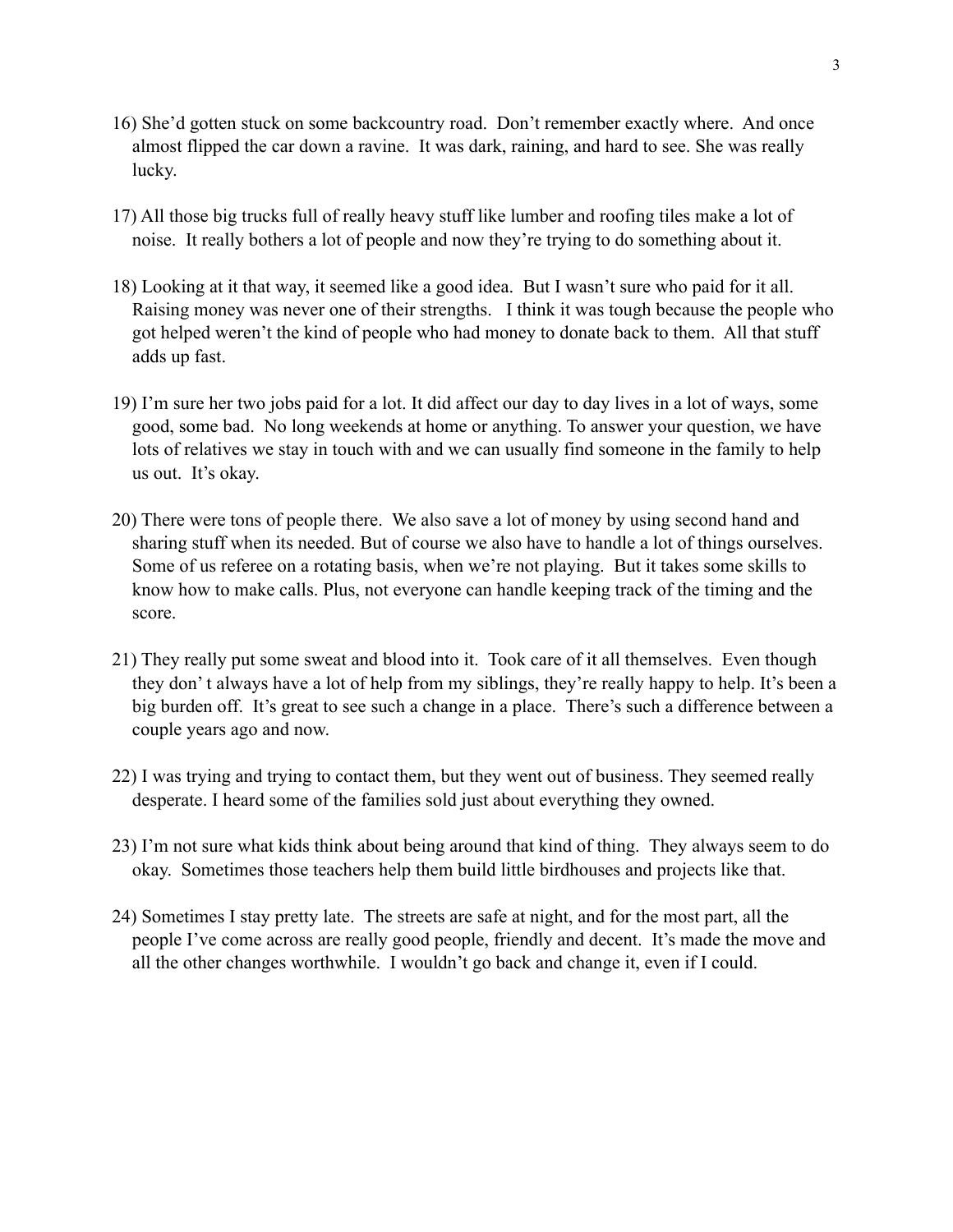16) She'd gotten stuck on some backcountry road. Don't remember exactly where. And once almost flipped the car down a ravine. It was dark, raining, and hard to see. She was really lucky.

17) All those big trucks full of really heavy stuff like lumber and roofing tiles make a lot of noise. It really bothers a lot of people and now they're trying to do something about it.

18) Looking at it that way, it seemed like a good idea. But I wasn't sure who paid for it all. Raising money was never one of their strengths. I think it was tough because the people who got helped weren't the kind of people who had money to donate back to them. All that stuff adds up fast.

19) I'm sure her two jobs paid for a lot. It did affect our day to day lives in a lot of ways, some good, some bad. No long weekends at home or anything. To answer your question, we have lots of relatives we stay in touch with and we can usually find someone in the family to help us out. It's okay.

20) There were tons of people there. We also save a lot of money by using second hand and sharing stuff when its needed. But of course we also have to handle a lot of things ourselves. Some of us referee on a rotating basis, when we're not playing. But it takes some skills to know how to make calls. Plus, not everyone can handle keeping track of the timing and the score.

21) They really put some sweat and blood into it. Took care of it all themselves. Even though they don' t always have a lot of help from my siblings, they're really happy to help. It's been a big burden off. It's great to see such a change in a place. There's such a difference between a couple years ago and now.

22) I was trying and trying to contact them, but they went out of business. They seemed really desperate. I heard some of the families sold just about everything they owned.

23) I'm not sure what kids think about being around that kind of thing. They always seem to do okay. Sometimes those teachers help them build little birdhouses and projects like that.

24) Sometimes I stay pretty late. The streets are safe at night, and for the most part, all the people I've come across are really good people, friendly and decent. It's made the move and all the other changes worthwhile. I wouldn't go back and change it, even if I could.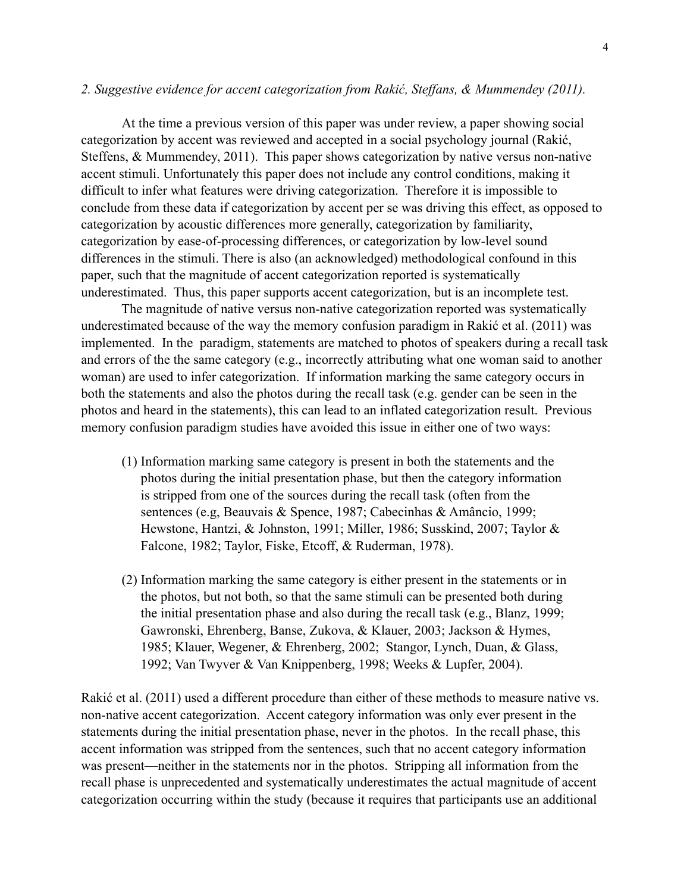*2. Suggestive evidence for accent categorization from Rakić, Steffans, & Mummendey (2011).*

At the time a previous version of this paper was under review, a paper showing social categorization by accent was reviewed and accepted in a social psychology journal (Rakić, Steffens, & Mummendey, 2011). This paper shows categorization by native versus non-native accent stimuli. Unfortunately this paper does not include any control conditions, making it difficult to infer what features were driving categorization. Therefore it is impossible to conclude from these data if categorization by accent per se was driving this effect, as opposed to categorization by acoustic differences more generally, categorization by familiarity, categorization by ease-of-processing differences, or categorization by low-level sound differences in the stimuli. There is also (an acknowledged) methodological confound in this paper, such that the magnitude of accent categorization reported is systematically underestimated. Thus, this paper supports accent categorization, but is an incomplete test.

The magnitude of native versus non-native categorization reported was systematically underestimated because of the way the memory confusion paradigm in Rakić et al. (2011) was implemented. In the paradigm, statements are matched to photos of speakers during a recall task and errors of the the same category (e.g., incorrectly attributing what one woman said to another woman) are used to infer categorization. If information marking the same category occurs in both the statements and also the photos during the recall task (e.g. gender can be seen in the photos and heard in the statements), this can lead to an inflated categorization result. Previous memory confusion paradigm studies have avoided this issue in either one of two ways:

(1) Information marking same category is present in both the statements and the photos during the initial presentation phase, but then the category information is stripped from one of the sources during the recall task (often from the sentences (e.g, Beauvais & Spence, 1987; Cabecinhas & Amâncio, 1999; Hewstone, Hantzi, & Johnston, 1991; Miller, 1986; Susskind, 2007; Taylor & Falcone, 1982; Taylor, Fiske, Etcoff, & Ruderman, 1978).

(2) Information marking the same category is either present in the statements or in the photos, but not both, so that the same stimuli can be presented both during the initial presentation phase and also during the recall task (e.g., Blanz, 1999; Gawronski, Ehrenberg, Banse, Zukova, & Klauer, 2003; Jackson & Hymes, 1985; Klauer, Wegener, & Ehrenberg, 2002; Stangor, Lynch, Duan, & Glass, 1992; Van Twyver & Van Knippenberg, 1998; Weeks & Lupfer, 2004).

Rakić et al. (2011) used a different procedure than either of these methods to measure native vs. non-native accent categorization. Accent category information was only ever present in the statements during the initial presentation phase, never in the photos. In the recall phase, this accent information was stripped from the sentences, such that no accent category information was present—neither in the statements nor in the photos. Stripping all information from the recall phase is unprecedented and systematically underestimates the actual magnitude of accent categorization occurring within the study (because it requires that participants use an additional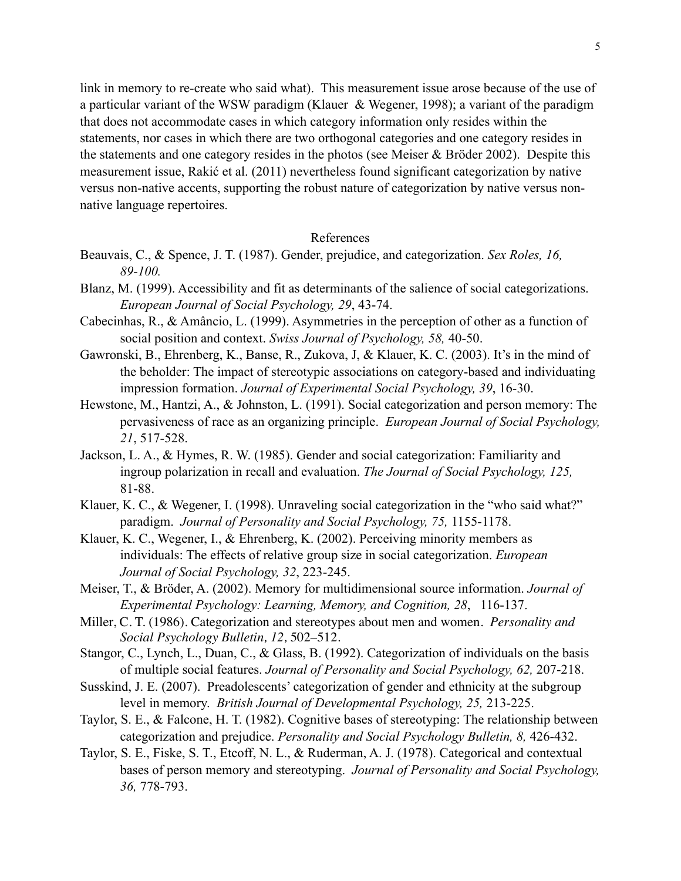link in memory to re-create who said what). This measurement issue arose because of the use of a particular variant of the WSW paradigm (Klauer & Wegener, 1998); a variant of the paradigm that does not accommodate cases in which category information only resides within the statements, nor cases in which there are two orthogonal categories and one category resides in the statements and one category resides in the photos (see Meiser & Bröder 2002). Despite this measurement issue, Rakić et al. (2011) nevertheless found significant categorization by native versus non-native accents, supporting the robust nature of categorization by native versus non-native language repertoires.

## References

Beauvais, C., & Spence, J. T. (1987). Gender, prejudice, and categorization. *Sex Roles, 16, 89-100.*

Blanz, M. (1999). Accessibility and fit as determinants of the salience of social categorizations. *European Journal of Social Psychology, 29*, 43-74.

Cabecinhas, R., & Amâncio, L. (1999). Asymmetries in the perception of other as a function of social position and context. *Swiss Journal of Psychology, 58,* 40-50.

Gawronski, B., Ehrenberg, K., Banse, R., Zukova, J, & Klauer, K. C. (2003). It's in the mind of the beholder: The impact of stereotypic associations on category-based and individuating impression formation. *Journal of Experimental Social Psychology, 39*, 16-30.

Hewstone, M., Hantzi, A., & Johnston, L. (1991). Social categorization and person memory: The pervasiveness of race as an organizing principle. *European Journal of Social Psychology, 21*, 517-528.

Jackson, L. A., & Hymes, R. W. (1985). Gender and social categorization: Familiarity and ingroup polarization in recall and evaluation. *The Journal of Social Psychology, 125,* 81-88.

Klauer, K. C., & Wegener, I. (1998). Unraveling social categorization in the "who said what?" paradigm. *Journal of Personality and Social Psychology, 75,* 1155-1178.

Klauer, K. C., Wegener, I., & Ehrenberg, K. (2002). Perceiving minority members as individuals: The effects of relative group size in social categorization. *European Journal of Social Psychology, 32*, 223-245.

Meiser, T., & Bröder, A. (2002). Memory for multidimensional source information. *Journal of Experimental Psychology: Learning, Memory, and Cognition, 28*, 116-137.

Miller, C. T. (1986). Categorization and stereotypes about men and women. *Personality and Social Psychology Bulletin, 12,* 502–512.

Stangor, C., Lynch, L., Duan, C., & Glass, B. (1992). Categorization of individuals on the basis of multiple social features. *Journal of Personality and Social Psychology, 62,* 207-218.

Susskind, J. E. (2007). Preadolescents' categorization of gender and ethnicity at the subgroup level in memory. *British Journal of Developmental Psychology, 25,* 213-225.

Taylor, S. E., & Falcone, H. T. (1982). Cognitive bases of stereotyping: The relationship between categorization and prejudice. *Personality and Social Psychology Bulletin, 8,* 426-432.

Taylor, S. E., Fiske, S. T., Etcoff, N. L., & Ruderman, A. J. (1978). Categorical and contextual bases of person memory and stereotyping. *Journal of Personality and Social Psychology, 36,* 778-793.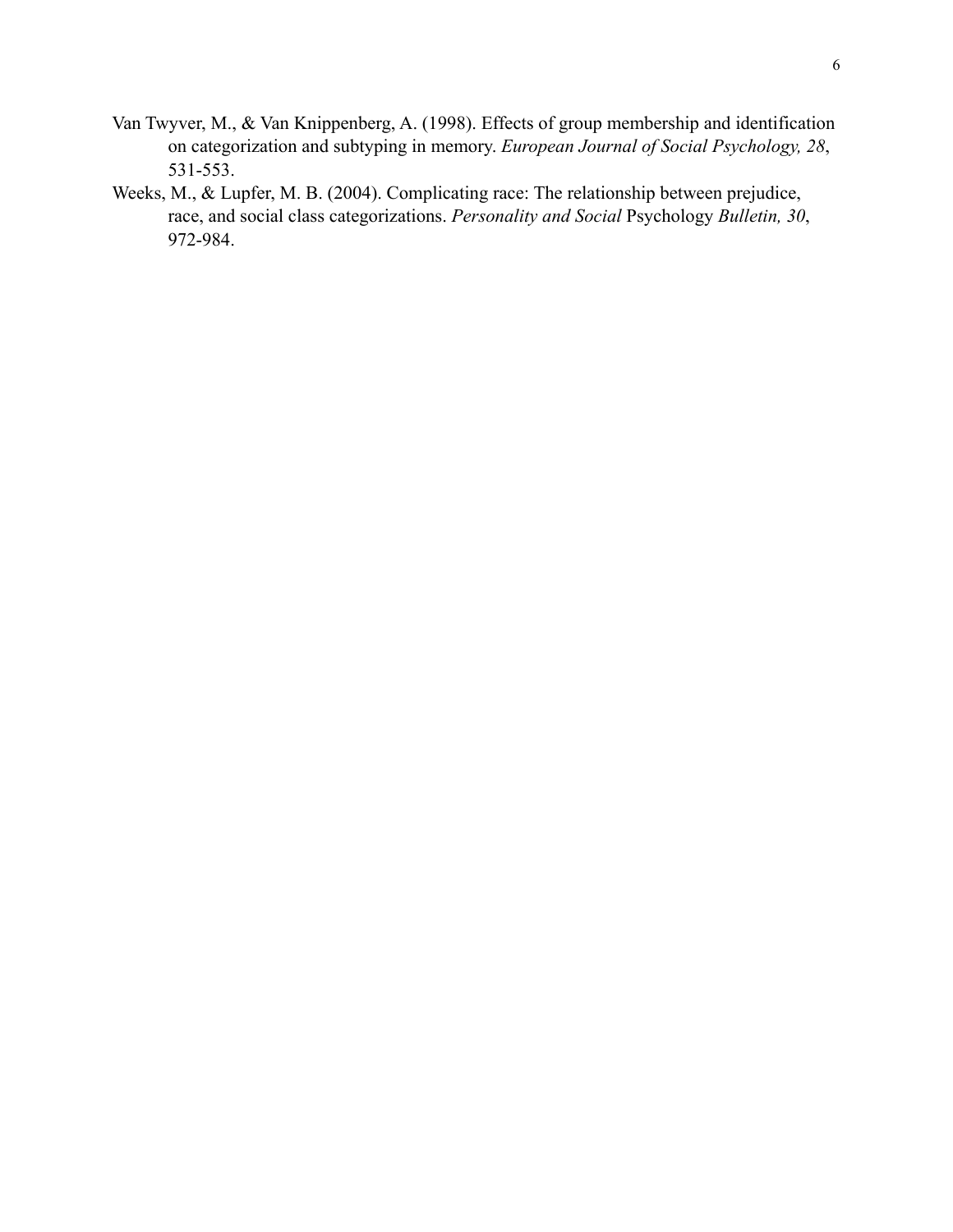Van Twyver, M., & Van Knippenberg, A. (1998). Effects of group membership and identification on categorization and subtyping in memory. *European Journal of Social Psychology, 28*, 531-553.

Weeks, M., & Lupfer, M. B. (2004). Complicating race: The relationship between prejudice, race, and social class categorizations. *Personality and Social* Psychology *Bulletin, 30*, 972-984.